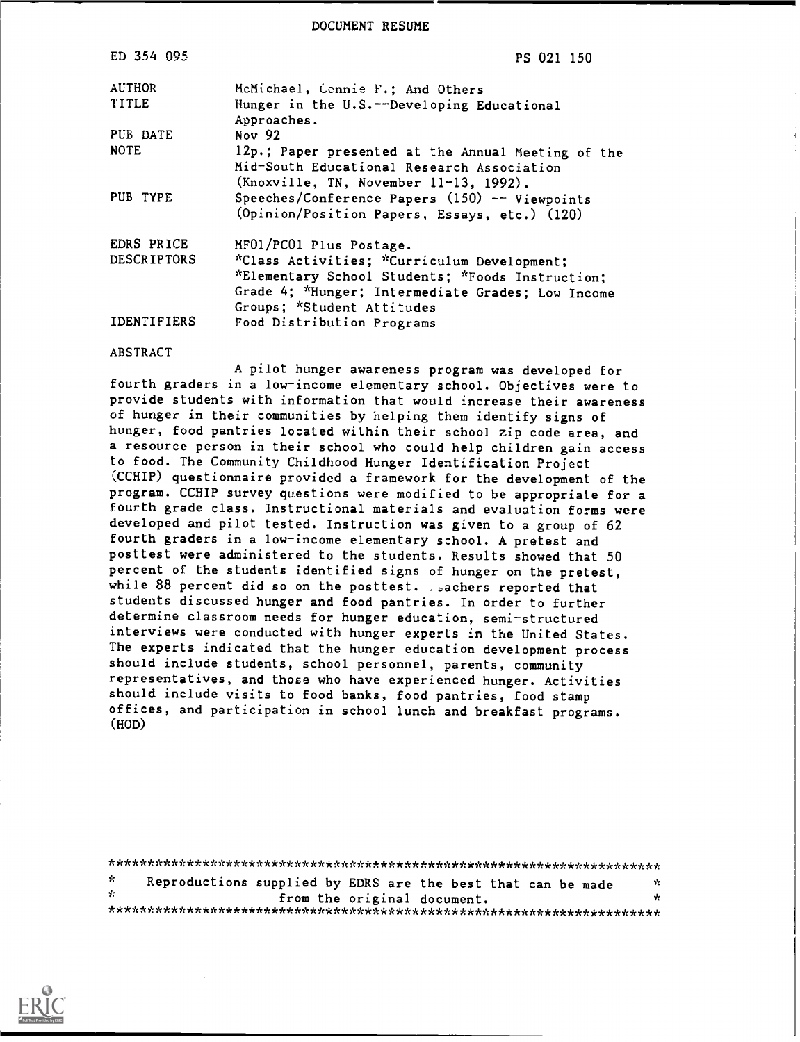DOCUMENT RESUME

| | |
|---|---|
| ED 354 095 | PS 021 150 |
| AUTHOR | McMichael, Connie F.; And Others |
| TITLE | Hunger in the U.S.--Developing Educational Approaches. |
| PUB DATE | Nov 92 |
| NOTE | 12p.; Paper presented at the Annual Meeting of the Mid-South Educational Research Association (Knoxville, TN, November 11-13, 1992). |
| PUB TYPE | Speeches/Conference Papers (150) -- Viewpoints (Opinion/Position Papers, Essays, etc.) (120) |
| EDRS PRICE | MF01/PC01 Plus Postage. |
| DESCRIPTORS | *Class Activities; *Curriculum Development; *Elementary School Students; *Foods Instruction; Grade 4; *Hunger; Intermediate Grades; Low Income Groups; *Student Attitudes |
| IDENTIFIERS | Food Distribution Programs |

ABSTRACT

A pilot hunger awareness program was developed for fourth graders in a low-income elementary school. Objectives were to provide students with information that would increase their awareness of hunger in their communities by helping them identify signs of hunger, food pantries located within their school zip code area, and a resource person in their school who could help children gain access to food. The Community Childhood Hunger Identification Project (CCHIP) questionnaire provided a framework for the development of the program. CCHIP survey questions were modified to be appropriate for a fourth grade class. Instructional materials and evaluation forms were developed and pilot tested. Instruction was given to a group of 62 fourth graders in a low-income elementary school. A pretest and posttest were administered to the students. Results showed that 50 percent of the students identified signs of hunger on the pretest, while 88 percent did so on the posttest. Teachers reported that students discussed hunger and food pantries. In order to further determine classroom needs for hunger education, semi-structured interviews were conducted with hunger experts in the United States. The experts indicated that the hunger education development process should include students, school personnel, parents, community representatives, and those who have experienced hunger. Activities should include visits to food banks, food pantries, food stamp offices, and participation in school lunch and breakfast programs. (HOD)

***********************************************************************
* Reproductions supplied by EDRS are the best that can be made *
* from the original document. *
***********************************************************************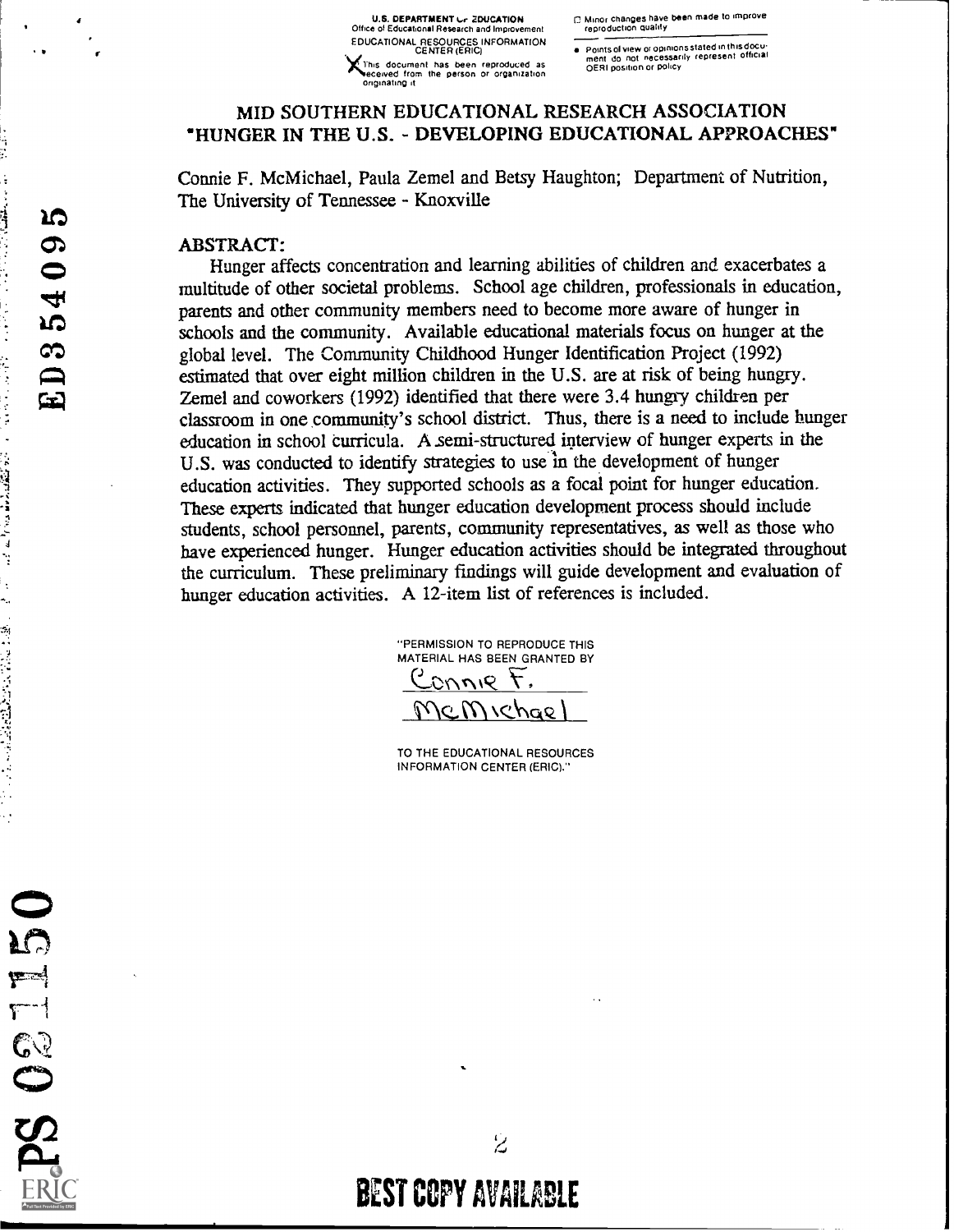U.S. DEPARTMENT OF EDUCATION
Office of Educational Research and Improvement
EDUCATIONAL RESOURCES INFORMATION CENTER (ERIC)

This document has been reproduced as received from the person or organization originating it

Minor changes have been made to improve reproduction quality

Points of view or opinions stated in this document do not necessarily represent official OERI position or policy

# MID SOUTHERN EDUCATIONAL RESEARCH ASSOCIATION "HUNGER IN THE U.S. - DEVELOPING EDUCATIONAL APPROACHES"

Connie F. McMichael, Paula Zemel and Betsy Haughton; Department of Nutrition, The University of Tennessee - Knoxville

## ABSTRACT:

Hunger affects concentration and learning abilities of children and exacerbates a multitude of other societal problems. School age children, professionals in education, parents and other community members need to become more aware of hunger in schools and the community. Available educational materials focus on hunger at the global level. The Community Childhood Hunger Identification Project (1992) estimated that over eight million children in the U.S. are at risk of being hungry. Zemel and coworkers (1992) identified that there were 3.4 hungry children per classroom in one community's school district. Thus, there is a need to include hunger education in school curricula. A semi-structured interview of hunger experts in the U.S. was conducted to identify strategies to use in the development of hunger education activities. They supported schools as a focal point for hunger education. These experts indicated that hunger education development process should include students, school personnel, parents, community representatives, as well as those who have experienced hunger. Hunger education activities should be integrated throughout the curriculum. These preliminary findings will guide development and evaluation of hunger education activities. A 12-item list of references is included.

"PERMISSION TO REPRODUCE THIS MATERIAL HAS BEEN GRANTED BY
Connie F. McMichael
TO THE EDUCATIONAL RESOURCES INFORMATION CENTER (ERIC)."

ED354095

PS 021150

BEST COPY AVAILABLE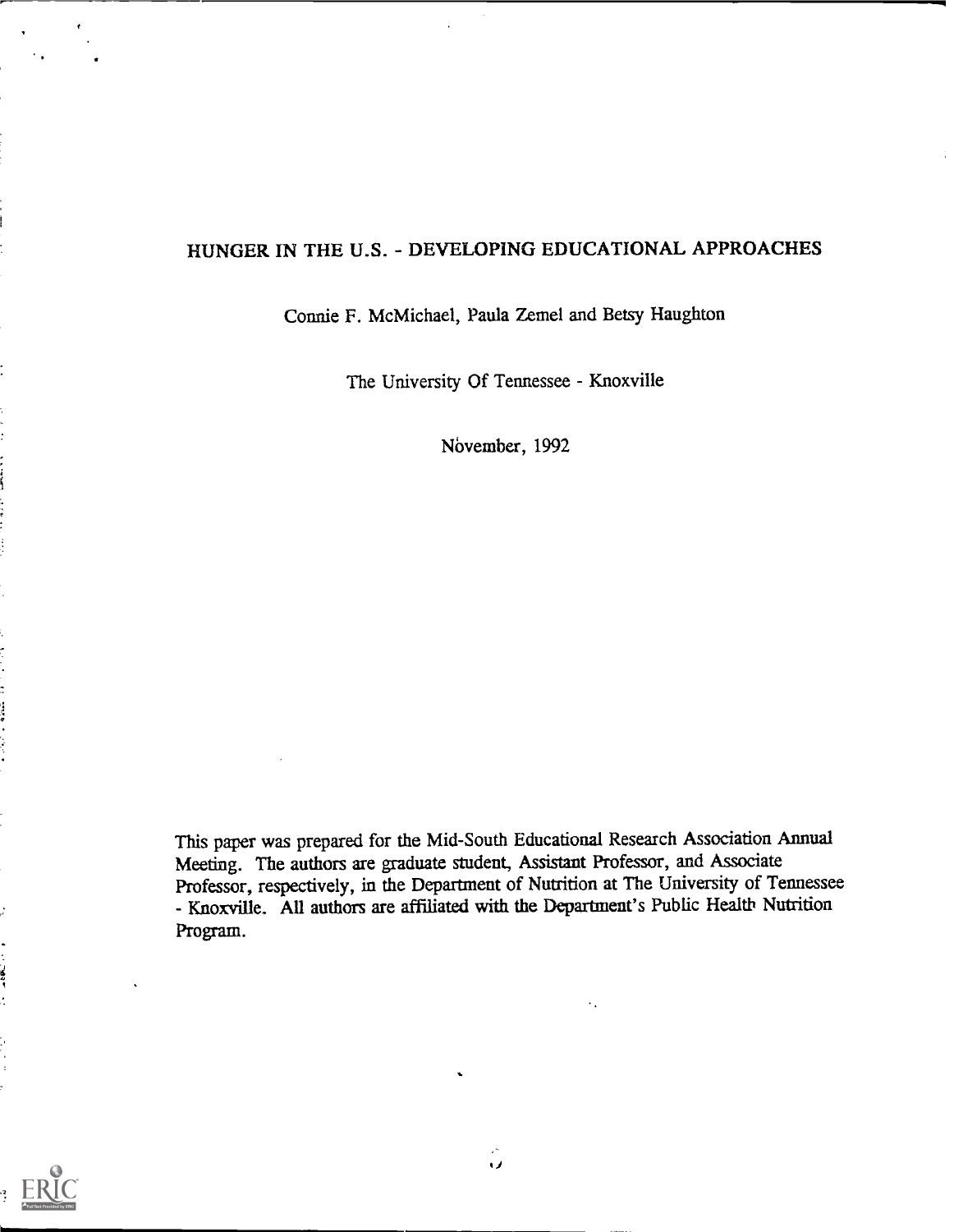# HUNGER IN THE U.S. - DEVELOPING EDUCATIONAL APPROACHES

Connie F. McMichael, Paula Zemel and Betsy Haughton

The University Of Tennessee - Knoxville

November, 1992

This paper was prepared for the Mid-South Educational Research Association Annual Meeting. The authors are graduate student, Assistant Professor, and Associate Professor, respectively, in the Department of Nutrition at The University of Tennessee - Knoxville. All authors are affiliated with the Department's Public Health Nutrition Program.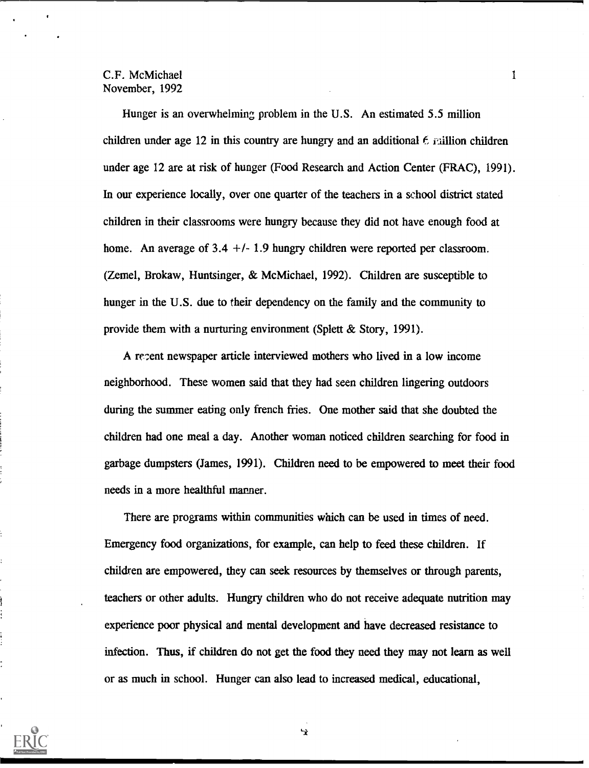C.F. McMichael
November, 1992

Hunger is an overwhelming problem in the U.S. An estimated 5.5 million children under age 12 in this country are hungry and an additional 6 million children under age 12 are at risk of hunger (Food Research and Action Center (FRAC), 1991). In our experience locally, over one quarter of the teachers in a school district stated children in their classrooms were hungry because they did not have enough food at home. An average of 3.4 +/- 1.9 hungry children were reported per classroom. (Zemel, Brokaw, Huntsinger, & McMichael, 1992). Children are susceptible to hunger in the U.S. due to their dependency on the family and the community to provide them with a nurturing environment (Splett & Story, 1991).

A recent newspaper article interviewed mothers who lived in a low income neighborhood. These women said that they had seen children lingering outdoors during the summer eating only french fries. One mother said that she doubted the children had one meal a day. Another woman noticed children searching for food in garbage dumpsters (James, 1991). Children need to be empowered to meet their food needs in a more healthful manner.

There are programs within communities which can be used in times of need. Emergency food organizations, for example, can help to feed these children. If children are empowered, they can seek resources by themselves or through parents, teachers or other adults. Hungry children who do not receive adequate nutrition may experience poor physical and mental development and have decreased resistance to infection. Thus, if children do not get the food they need they may not learn as well or as much in school. Hunger can also lead to increased medical, educational,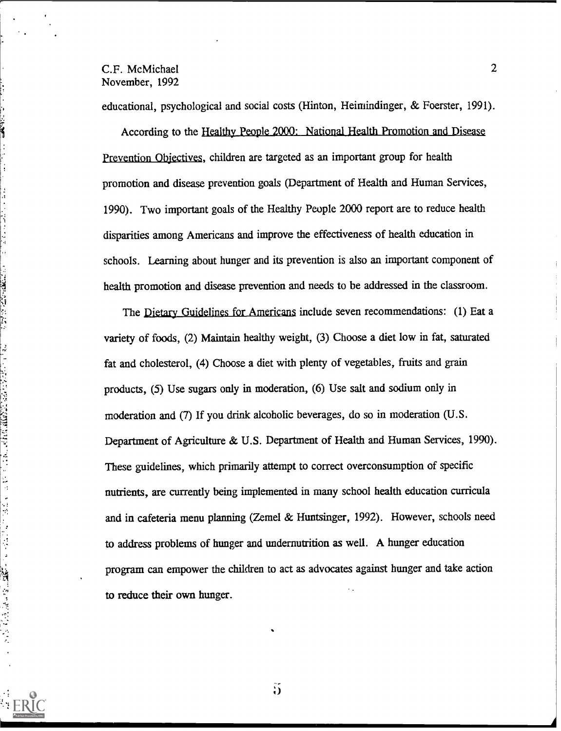educational, psychological and social costs (Hinton, Heimindinger, & Foerster, 1991).

According to the Healthy People 2000: National Health Promotion and Disease Prevention Objectives, children are targeted as an important group for health promotion and disease prevention goals (Department of Health and Human Services, 1990). Two important goals of the Healthy People 2000 report are to reduce health disparities among Americans and improve the effectiveness of health education in schools. Learning about hunger and its prevention is also an important component of health promotion and disease prevention and needs to be addressed in the classroom.

The Dietary Guidelines for Americans include seven recommendations: (1) Eat a variety of foods, (2) Maintain healthy weight, (3) Choose a diet low in fat, saturated fat and cholesterol, (4) Choose a diet with plenty of vegetables, fruits and grain products, (5) Use sugars only in moderation, (6) Use salt and sodium only in moderation and (7) If you drink alcoholic beverages, do so in moderation (U.S. Department of Agriculture & U.S. Department of Health and Human Services, 1990). These guidelines, which primarily attempt to correct overconsumption of specific nutrients, are currently being implemented in many school health education curricula and in cafeteria menu planning (Zemel & Huntsinger, 1992). However, schools need to address problems of hunger and undernutrition as well. A hunger education program can empower the children to act as advocates against hunger and take action to reduce their own hunger.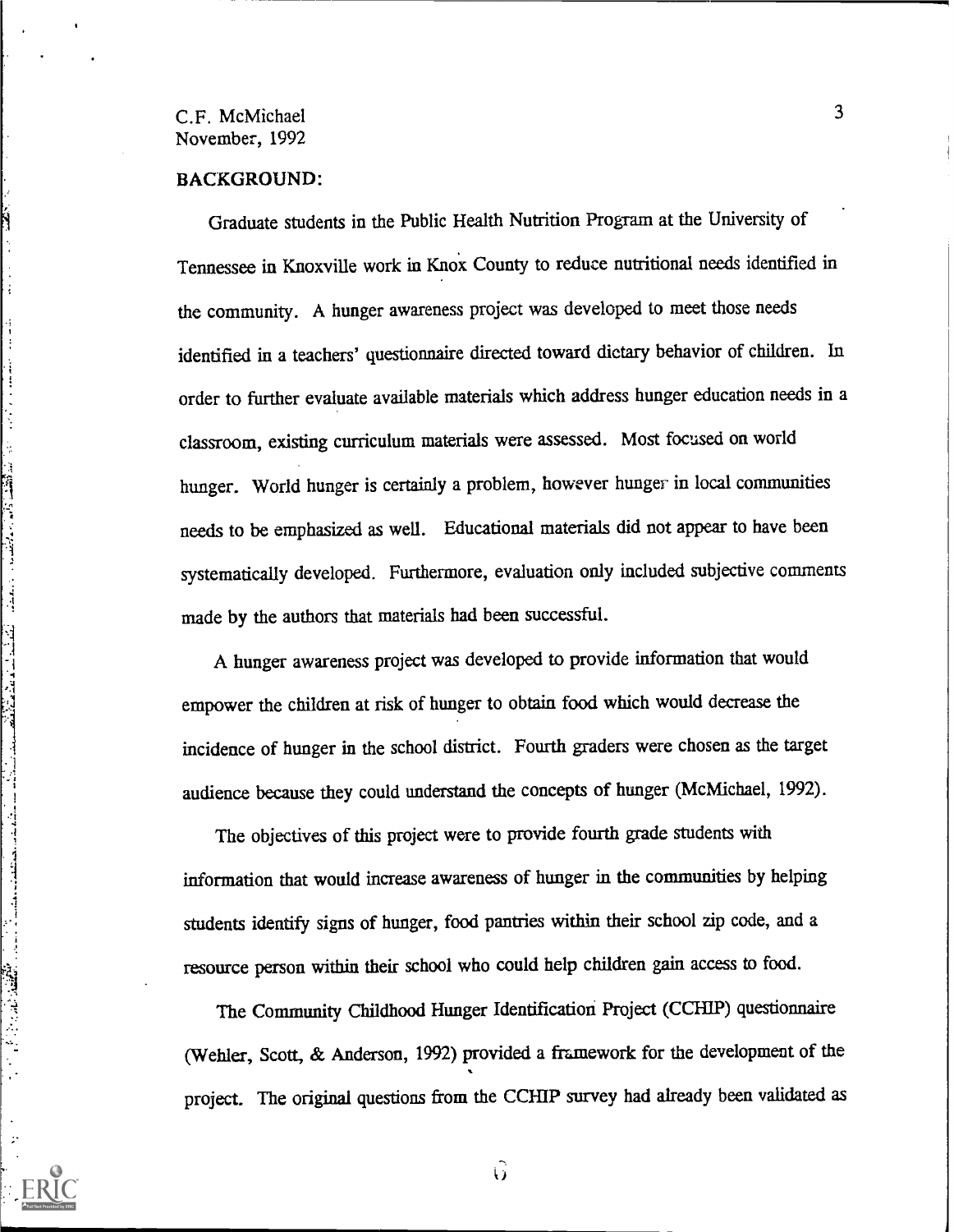## BACKGROUND:

Graduate students in the Public Health Nutrition Program at the University of Tennessee in Knoxville work in Knox County to reduce nutritional needs identified in the community. A hunger awareness project was developed to meet those needs identified in a teachers' questionnaire directed toward dietary behavior of children. In order to further evaluate available materials which address hunger education needs in a classroom, existing curriculum materials were assessed. Most focused on world hunger. World hunger is certainly a problem, however hunger in local communities needs to be emphasized as well. Educational materials did not appear to have been systematically developed. Furthermore, evaluation only included subjective comments made by the authors that materials had been successful.

A hunger awareness project was developed to provide information that would empower the children at risk of hunger to obtain food which would decrease the incidence of hunger in the school district. Fourth graders were chosen as the target audience because they could understand the concepts of hunger (McMichael, 1992).

The objectives of this project were to provide fourth grade students with information that would increase awareness of hunger in the communities by helping students identify signs of hunger, food pantries within their school zip code, and a resource person within their school who could help children gain access to food.

The Community Childhood Hunger Identification Project (CCHIP) questionnaire (Wehler, Scott, & Anderson, 1992) provided a framework for the development of the project. The original questions from the CCHIP survey had already been validated as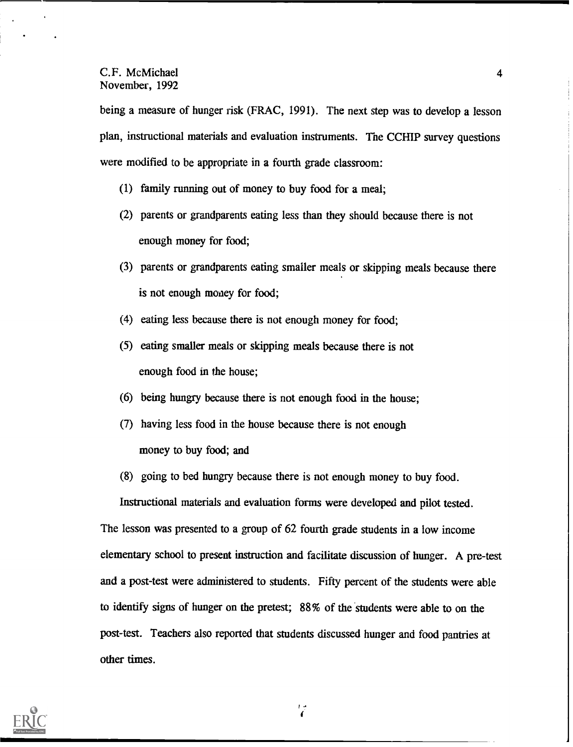being a measure of hunger risk (FRAC, 1991). The next step was to develop a lesson plan, instructional materials and evaluation instruments. The CCHIP survey questions were modified to be appropriate in a fourth grade classroom:

(1) family running out of money to buy food for a meal;

(2) parents or grandparents eating less than they should because there is not enough money for food;

(3) parents or grandparents eating smaller meals or skipping meals because there is not enough money for food;

(4) eating less because there is not enough money for food;

(5) eating smaller meals or skipping meals because there is not enough food in the house;

(6) being hungry because there is not enough food in the house;

(7) having less food in the house because there is not enough money to buy food; and

(8) going to bed hungry because there is not enough money to buy food.

Instructional materials and evaluation forms were developed and pilot tested. The lesson was presented to a group of 62 fourth grade students in a low income elementary school to present instruction and facilitate discussion of hunger. A pre-test and a post-test were administered to students. Fifty percent of the students were able to identify signs of hunger on the pretest; 88% of the students were able to on the post-test. Teachers also reported that students discussed hunger and food pantries at other times.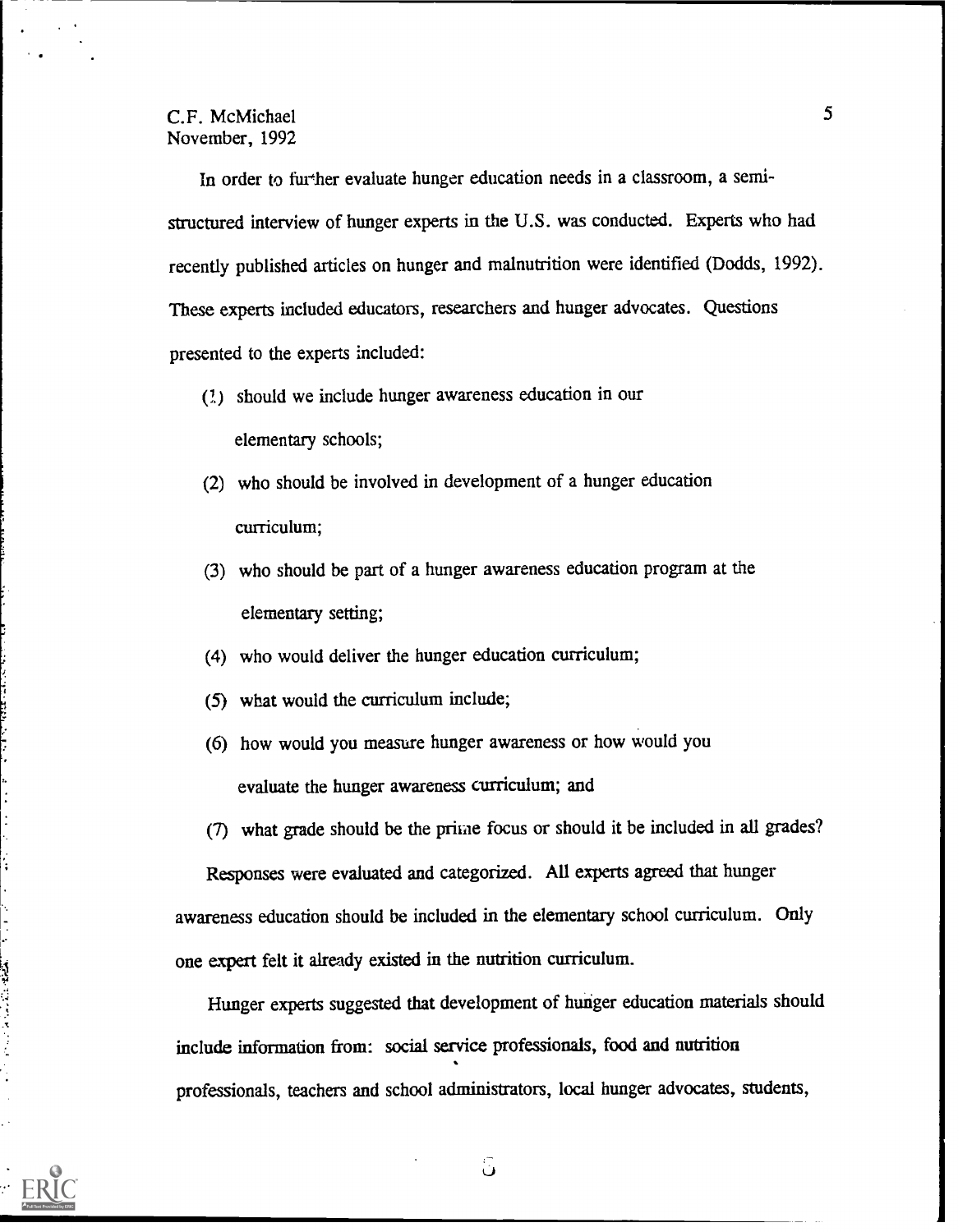In order to further evaluate hunger education needs in a classroom, a semi-structured interview of hunger experts in the U.S. was conducted. Experts who had recently published articles on hunger and malnutrition were identified (Dodds, 1992). These experts included educators, researchers and hunger advocates. Questions presented to the experts included:

(1) should we include hunger awareness education in our elementary schools;

(2) who should be involved in development of a hunger education curriculum;

(3) who should be part of a hunger awareness education program at the elementary setting;

(4) who would deliver the hunger education curriculum;

(5) what would the curriculum include;

(6) how would you measure hunger awareness or how would you evaluate the hunger awareness curriculum; and

(7) what grade should be the prime focus or should it be included in all grades?

Responses were evaluated and categorized. All experts agreed that hunger awareness education should be included in the elementary school curriculum. Only one expert felt it already existed in the nutrition curriculum.

Hunger experts suggested that development of hunger education materials should include information from: social service professionals, food and nutrition professionals, teachers and school administrators, local hunger advocates, students,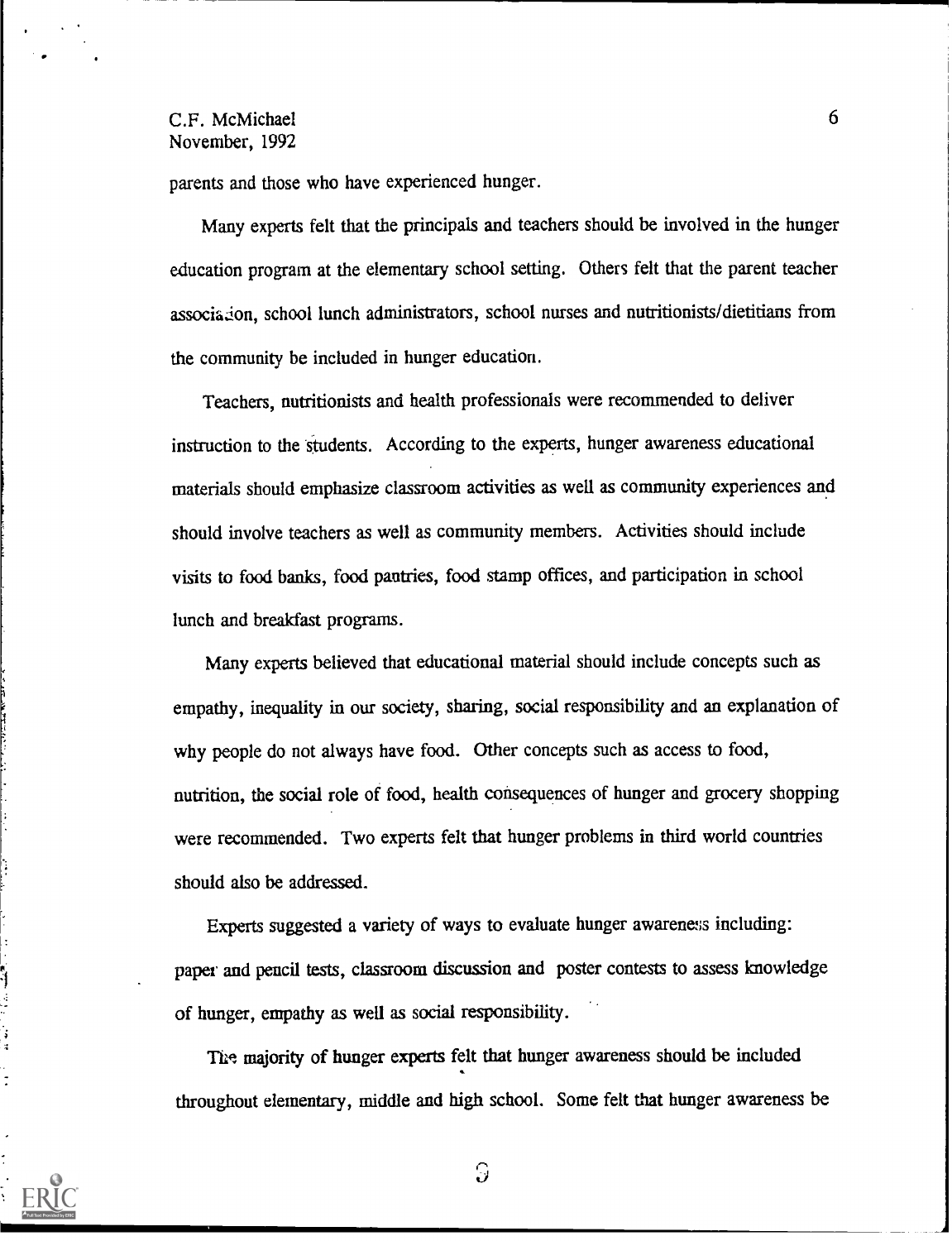parents and those who have experienced hunger.

Many experts felt that the principals and teachers should be involved in the hunger education program at the elementary school setting. Others felt that the parent teacher association, school lunch administrators, school nurses and nutritionists/dietitians from the community be included in hunger education.

Teachers, nutritionists and health professionals were recommended to deliver instruction to the students. According to the experts, hunger awareness educational materials should emphasize classroom activities as well as community experiences and should involve teachers as well as community members. Activities should include visits to food banks, food pantries, food stamp offices, and participation in school lunch and breakfast programs.

Many experts believed that educational material should include concepts such as empathy, inequality in our society, sharing, social responsibility and an explanation of why people do not always have food. Other concepts such as access to food, nutrition, the social role of food, health consequences of hunger and grocery shopping were recommended. Two experts felt that hunger problems in third world countries should also be addressed.

Experts suggested a variety of ways to evaluate hunger awareness including: paper and pencil tests, classroom discussion and poster contests to assess knowledge of hunger, empathy as well as social responsibility.

The majority of hunger experts felt that hunger awareness should be included throughout elementary, middle and high school. Some felt that hunger awareness be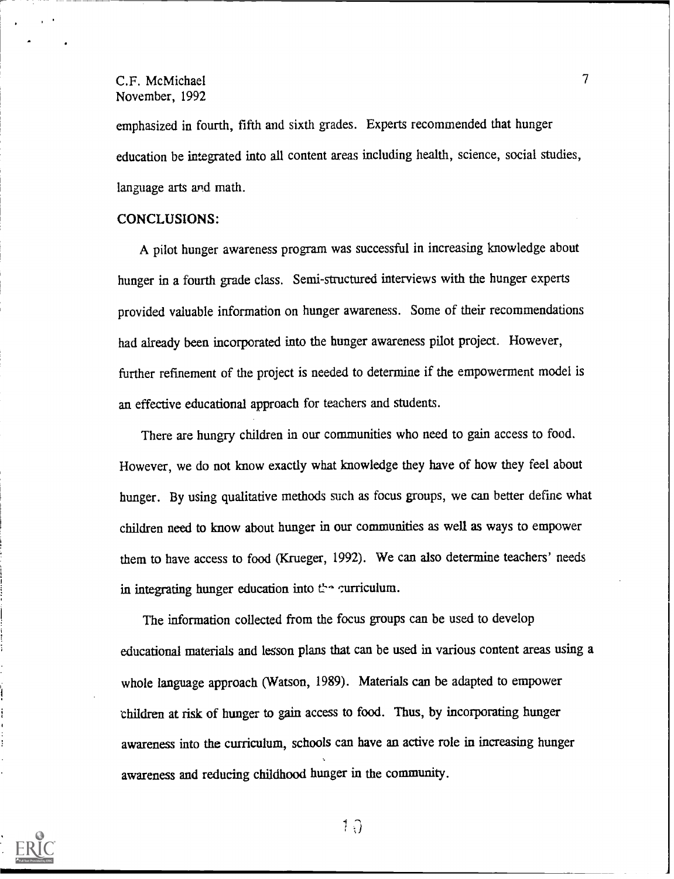emphasized in fourth, fifth and sixth grades. Experts recommended that hunger education be integrated into all content areas including health, science, social studies, language arts and math.

## CONCLUSIONS:

A pilot hunger awareness program was successful in increasing knowledge about hunger in a fourth grade class. Semi-structured interviews with the hunger experts provided valuable information on hunger awareness. Some of their recommendations had already been incorporated into the hunger awareness pilot project. However, further refinement of the project is needed to determine if the empowerment model is an effective educational approach for teachers and students.

There are hungry children in our communities who need to gain access to food. However, we do not know exactly what knowledge they have of how they feel about hunger. By using qualitative methods such as focus groups, we can better define what children need to know about hunger in our communities as well as ways to empower them to have access to food (Krueger, 1992). We can also determine teachers' needs in integrating hunger education into the curriculum.

The information collected from the focus groups can be used to develop educational materials and lesson plans that can be used in various content areas using a whole language approach (Watson, 1989). Materials can be adapted to empower children at risk of hunger to gain access to food. Thus, by incorporating hunger awareness into the curriculum, schools can have an active role in increasing hunger awareness and reducing childhood hunger in the community.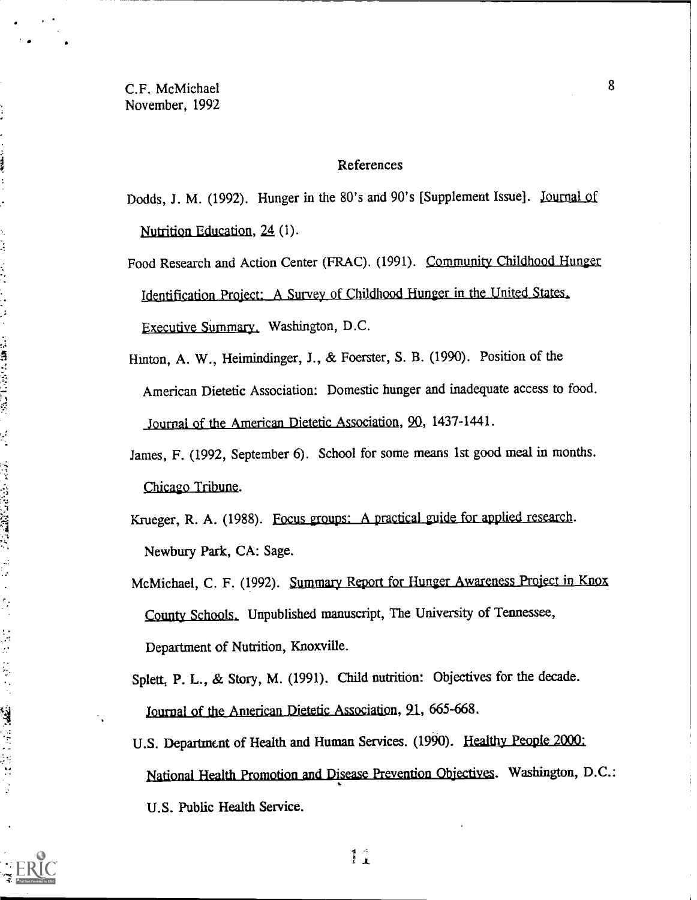## References

Dodds, J. M. (1992). Hunger in the 80's and 90's [Supplement Issue]. Journal of Nutrition Education, 24 (1).

Food Research and Action Center (FRAC). (1991). Community Childhood Hunger Identification Project: A Survey of Childhood Hunger in the United States. Executive Summary. Washington, D.C.

Hinton, A. W., Heimindinger, J., & Foerster, S. B. (1990). Position of the American Dietetic Association: Domestic hunger and inadequate access to food. Journal of the American Dietetic Association, 90, 1437-1441.

James, F. (1992, September 6). School for some means 1st good meal in months. Chicago Tribune.

Krueger, R. A. (1988). Focus groups: A practical guide for applied research. Newbury Park, CA: Sage.

McMichael, C. F. (1992). Summary Report for Hunger Awareness Project in Knox County Schools. Unpublished manuscript, The University of Tennessee, Department of Nutrition, Knoxville.

Splett, P. L., & Story, M. (1991). Child nutrition: Objectives for the decade. Journal of the American Dietetic Association, 91, 665-668.

U.S. Department of Health and Human Services. (1990). Healthy People 2000: National Health Promotion and Disease Prevention Objectives. Washington, D.C.: U.S. Public Health Service.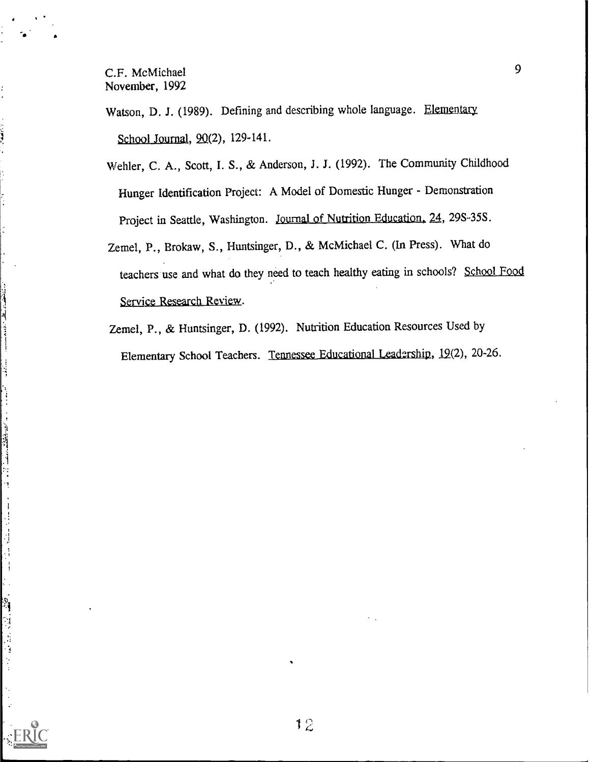Watson, D. J. (1989). Defining and describing whole language. Elementary School Journal, 90(2), 129-141.

Wehler, C. A., Scott, I. S., & Anderson, J. J. (1992). The Community Childhood Hunger Identification Project: A Model of Domestic Hunger - Demonstration Project in Seattle, Washington. Journal of Nutrition Education, 24, 29S-35S.

Zemel, P., Brokaw, S., Huntsinger, D., & McMichael C. (In Press). What do teachers use and what do they need to teach healthy eating in schools? School Food Service Research Review.

Zemel, P., & Huntsinger, D. (1992). Nutrition Education Resources Used by Elementary School Teachers. Tennessee Educational Leadership, 19(2), 20-26.